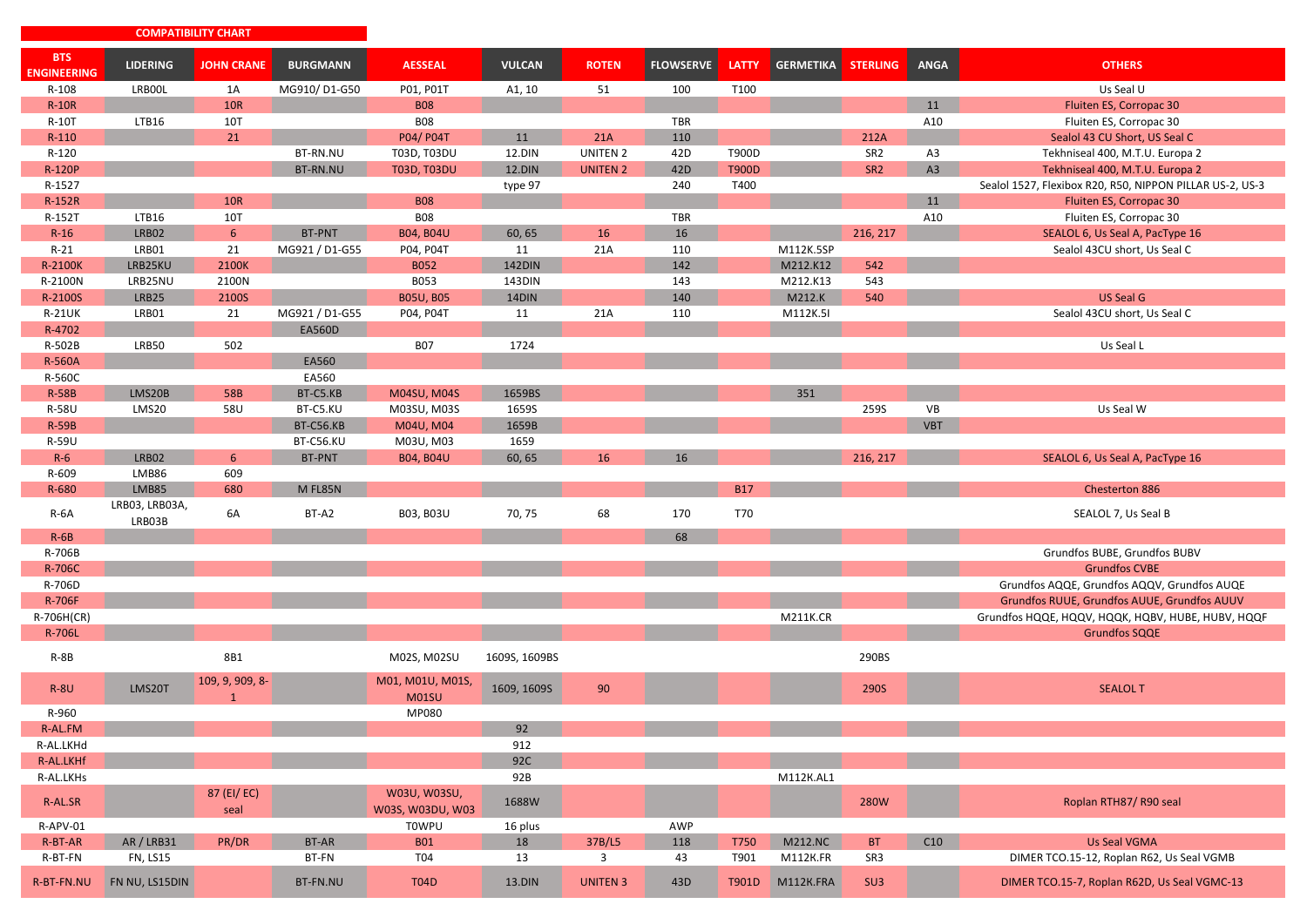**COMPATIBILITY CHART**

| BTS ENGINEERING | LIDERING | JOHN CRANE | BURGMANN | AESSEAL | VULCAN | ROTEN | FLOWSERVE | LATTY | GERMETIKA | STERLING | ANGA | OTHERS |
|---|---|---|---|---|---|---|---|---|---|---|---|---|
| R-108 | LRB00L | 1A | MG910/ D1-G50 | P01, P01T | A1, 10 | 51 | 100 | T100 | | | | Us Seal U |
| R-10R | | 10R | | B08 | | | | | | | 11 | Fluiten ES, Corropac 30 |
| R-10T | LTB16 | 10T | | B08 | | | TBR | | | | A10 | Fluiten ES, Corropac 30 |
| R-110 | | 21 | | P04/ P04T | 11 | 21A | 110 | | | 212A | | Sealol 43 CU Short, US Seal C |
| R-120 | | | BT-RN.NU | T03D, T03DU | 12.DIN | UNITEN 2 | 42D | T900D | | SR2 | A3 | Tekhniseal 400, M.T.U. Europa 2 |
| R-120P | | | BT-RN.NU | T03D, T03DU | 12.DIN | UNITEN 2 | 42D | T900D | | SR2 | A3 | Tekhniseal 400, M.T.U. Europa 2 |
| R-1527 | | | | | type 97 | | 240 | T400 | | | | Sealol 1527, Flexibox R20, R50, NIPPON PILLAR US-2, US-3 |
| R-152R | | 10R | | B08 | | | | | | | 11 | Fluiten ES, Corropac 30 |
| R-152T | LTB16 | 10T | | B08 | | | TBR | | | | A10 | Fluiten ES, Corropac 30 |
| R-16 | LRB02 | 6 | BT-PNT | B04, B04U | 60, 65 | 16 | 16 | | | 216, 217 | | SEALOL 6, Us Seal A, PacType 16 |
| R-21 | LRB01 | 21 | MG921 / D1-G55 | P04, P04T | 11 | 21A | 110 | | M112K.5SP | | | Sealol 43CU short, Us Seal C |
| R-2100K | LRB25KU | 2100K | | B052 | 142DIN | | 142 | | M212.K12 | 542 | | |
| R-2100N | LRB25NU | 2100N | | B053 | 143DIN | | 143 | | M212.K13 | 543 | | |
| R-2100S | LRB25 | 2100S | | B05U, B05 | 14DIN | | 140 | | M212.K | 540 | | US Seal G |
| R-21UK | LRB01 | 21 | MG921 / D1-G55 | P04, P04T | 11 | 21A | 110 | | M112K.5I | | | Sealol 43CU short, Us Seal C |
| R-4702 | | | EA560D | | | | | | | | | |
| R-502B | LRB50 | 502 | | B07 | 1724 | | | | | | | Us Seal L |
| R-560A | | | EA560 | | | | | | | | | |
| R-560C | | | EA560 | | | | | | | | | |
| R-58B | LMS20B | 58B | BT-C5.KB | M04SU, M04S | 1659BS | | | | 351 | | | |
| R-58U | LMS20 | 58U | BT-C5.KU | M03SU, M03S | 1659S | | | | | 259S | VB | Us Seal W |
| R-59B | | | BT-C56.KB | M04U, M04 | 1659B | | | | | | VBT | |
| R-59U | | | BT-C56.KU | M03U, M03 | 1659 | | | | | | | |
| R-6 | LRB02 | 6 | BT-PNT | B04, B04U | 60, 65 | 16 | 16 | | | 216, 217 | | SEALOL 6, Us Seal A, PacType 16 |
| R-609 | LMB86 | 609 | | | | | | | | | | |
| R-680 | LMB85 | 680 | M FL85N | | | | | B17 | | | | Chesterton 886 |
| R-6A | LRB03, LRB03A, LRB03B | 6A | BT-A2 | B03, B03U | 70, 75 | 68 | 170 | T70 | | | | SEALOL 7, Us Seal B |
| R-6B | | | | | | | 68 | | | | | |
| R-706B | | | | | | | | | | | | Grundfos BUBE, Grundfos BUBV |
| R-706C | | | | | | | | | | | | Grundfos CVBE |
| R-706D | | | | | | | | | | | | Grundfos AQQE, Grundfos AQQV, Grundfos AUQE |
| R-706F | | | | | | | | | | | | Grundfos RUUE, Grundfos AUUE, Grundfos AUUV |
| R-706H(CR) | | | | | | | | | M211K.CR | | | Grundfos HQQE, HQQV, HQQK, HQBV, HUBE, HUBV, HQQF |
| R-706L | | | | | | | | | | | | Grundfos SQQE |
| R-8B | | 8B1 | | M02S, M02SU | 1609S, 1609BS | | | | | 290BS | | |
| R-8U | LMS20T | 109, 9, 909, 8-1 | | M01, M01U, M01S, M01SU | 1609, 1609S | 90 | | | | 290S | | SEALOL T |
| R-960 | | | | MP080 | | | | | | | | |
| R-AL.FM | | | | | 92 | | | | | | | |
| R-AL.LKHd | | | | | 912 | | | | | | | |
| R-AL.LKHf | | | | | 92C | | | | | | | |
| R-AL.LKHs | | | | | 92B | | | | M112K.AL1 | | | |
| R-AL.SR | | 87 (EI/ EC) seal | | W03U, W03SU, W03S, W03DU, W03 | 1688W | | | | | 280W | | Roplan RTH87/ R90 seal |
| R-APV-01 | | | | T0WPU | 16 plus | | AWP | | | | | |
| R-BT-AR | AR / LRB31 | PR/DR | BT-AR | B01 | 18 | 37B/LS | 118 | T750 | M212.NC | BT | C10 | Us Seal VGMA |
| R-BT-FN | FN, LS15 | | BT-FN | T04 | 13 | 3 | 43 | T901 | M112K.FR | SR3 | | DIMER TCO.15-12, Roplan R62, Us Seal VGMB |
| R-BT-FN.NU | FN NU, LS15DIN | | BT-FN.NU | T04D | 13.DIN | UNITEN 3 | 43D | T901D | M112K.FRA | SU3 | | DIMER TCO.15-7, Roplan R62D, Us Seal VGMC-13 |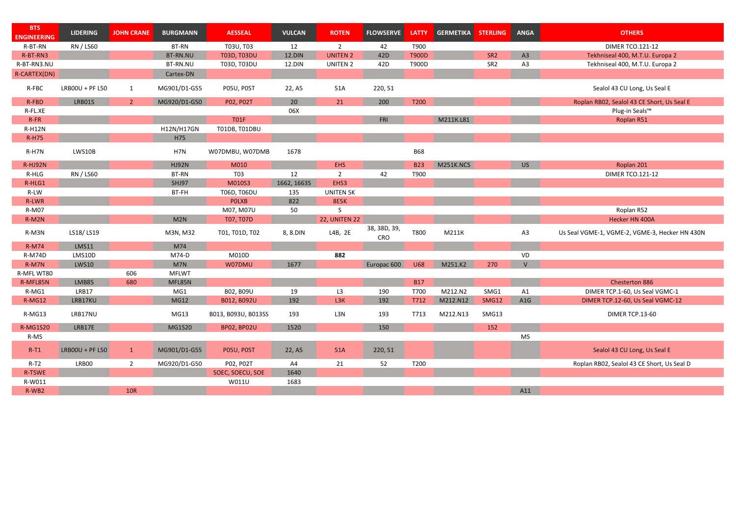| BTS ENGINEERING | LIDERING | JOHN CRANE | BURGMANN | AESSEAL | VULCAN | ROTEN | FLOWSERVE | LATTY | GERMETIKA | STERLING | ANGA | OTHERS |
|---|---|---|---|---|---|---|---|---|---|---|---|---|
| R-BT-RN | RN / LS60 | | BT-RN | T03U, T03 | 12 | 2 | 42 | T900 | | | | DIMER TCO.121-12 |
| R-BT-RN3 | | | BT-RN.NU | T03D, T03DU | 12.DIN | UNITEN 2 | 42D | T900D | | SR2 | A3 | Tekhniseal 400, M.T.U. Europa 2 |
| R-BT-RN3.NU | | | BT-RN.NU | T03D, T03DU | 12.DIN | UNITEN 2 | 42D | T900D | | SR2 | A3 | Tekhniseal 400, M.T.U. Europa 2 |
| R-CARTEX(DN) | | | Cartex-DN | | | | | | | | | |
| R-FBC | LRB00U + PF L50 | 1 | MG901/D1-G55 | P05U, P05T | 22, A5 | 51A | 220, 51 | | | | | Sealol 43 CU Long, Us Seal E |
| R-FBD | LRB01S | 2 | MG920/D1-G50 | P02, P02T | 20 | 21 | 200 | T200 | | | | Roplan RB02, Sealol 43 CE Short, Us Seal E |
| R-FL.XE | | | | | 06X | | | | | | | Plug-in Seals™ |
| R-FR | | | | T01F | | | FRI | | M211K.L81 | | | Roplan R51 |
| R-H12N | | | H12N/H17GN | T01DB, T01DBU | | | | | | | | |
| R-H75 | | | H75 | | | | | | | | | |
| R-H7N | LWS10B | | H7N | W07DMBU, W07DMB | 1678 | | | B68 | | | | |
| R-HJ92N | | | HJ92N | M010 | | EHS | | B23 | M251K.NCS | | US | Roplan 201 |
| R-HLG | RN / LS60 | | BT-RN | T03 | 12 | 2 | 42 | T900 | | | | DIMER TCO.121-12 |
| R-HLG1 | | | SHJ97 | M010S3 | 1662, 1663S | EHS3 | | | | | | |
| R-LW | | | BT-FH | T06D, T06DU | 135 | UNITEN 5K | | | | | | |
| R-LWR | | | | P0LXB | 822 | 8E5K | | | | | | |
| R-M07 | | | | M07, M07U | 50 | S | | | | | | Roplan R52 |
| R-M2N | | | M2N | T07, T07D | | 22, UNITEN 22 | | | | | | Hecker HN 400A |
| R-M3N | LS18/ LS19 | | M3N, M32 | T01, T01D, T02 | 8, 8.DIN | L4B, 2E | 38, 38D, 39, CRO | T800 | M211K | | A3 | Us Seal VGME-1, VGME-2, VGME-3, Hecker HN 430N |
| R-M74 | LMS11 | | M74 | | | | | | | | | |
| R-M74D | LMS10D | | M74-D | M010D | | **882** | | | | | VD | |
| R-M7N | LWS10 | | M7N | W07DMU | 1677 | | Europac 600 | U68 | M251.K2 | 270 | V | |
| R-MFL WT80 | | 606 | MFLWT | | | | | | | | | |
| R-MFL85N | LMB85 | 680 | MFL85N | | | | | B17 | | | | Chesterton 886 |
| R-MG1 | LRB17 | | MG1 | B02, B09U | 19 | L3 | 190 | T700 | M212.N2 | SMG1 | A1 | DIMER TCP.1-60, Us Seal VGMC-1 |
| R-MG12 | LRB17KU | | MG12 | B012, B092U | 192 | L3K | 192 | T712 | M212.N12 | SMG12 | A1G | DIMER TCP.12-60, Us Seal VGMC-12 |
| R-MG13 | LRB17NU | | MG13 | B013, B093U, B013SS | 193 | L3N | 193 | T713 | M212.N13 | SMG13 | | DIMER TCP.13-60 |
| R-MG1S20 | LRB17E | | MG1S20 | BP02, BP02U | 1520 | | 150 | | | 152 | | |
| R-MS | | | | | | | | | | | MS | |
| R-T1 | LRB00U + PF L50 | 1 | MG901/D1-G55 | P05U, P05T | 22, A5 | 51A | 220, 51 | | | | | Sealol 43 CU Long, Us Seal E |
| R-T2 | LRB00 | 2 | MG920/D1-G50 | P02, P02T | A4 | 21 | 52 | T200 | | | | Roplan RB02, Sealol 43 CE Short, Us Seal D |
| R-TSWE | | | | SOEC, SOECU, SOE | 1640 | | | | | | | |
| R-W011 | | | | W011U | 1683 | | | | | | | |
| R-WB2 | | 10R | | | | | | | | | A11 | |